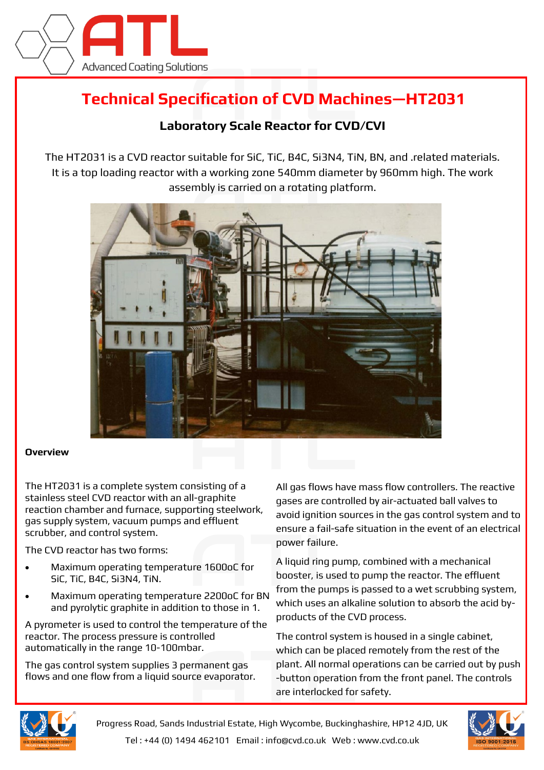# Technical Specification of CVD Machines—HT2031

## Laboratory Scale Reactor for CVD/CVI

The HT2031 is a CVD reactor suitable for SiC, TiC, B4C, Si3N4, TiN, BN, and .related materials. It is a top loading reactor with a working zone 540mm diameter by 960mm high. The work assembly is carried on a rotating platform.

**Overview**

The HT2031 is a complete system consisting of a stainless steel CVD reactor with an all-graphite reaction chamber and furnace, supporting steelwork, gas supply system, vacuum pumps and effluent scrubber, and control system.

The CVD reactor has two forms:

- Maximum operating temperature 1600oC for SiC, TiC, B4C, Si3N4, TiN.
- Maximum operating temperature 2200oC for BN and pyrolytic graphite in addition to those in 1.

A pyrometer is used to control the temperature of the reactor. The process pressure is controlled automatically in the range 10-100mbar.

The gas control system supplies 3 permanent gas flows and one flow from a liquid source evaporator.

All gas flows have mass flow controllers. The reactive gases are controlled by air-actuated ball valves to avoid ignition sources in the gas control system and to ensure a fail-safe situation in the event of an electrical power failure.

A liquid ring pump, combined with a mechanical booster, is used to pump the reactor. The effluent from the pumps is passed to a wet scrubbing system, which uses an alkaline solution to absorb the acid by-products of the CVD process.

The control system is housed in a single cabinet, which can be placed remotely from the rest of the plant. All normal operations can be carried out by push -button operation from the front panel. The controls are interlocked for safety.

Progress Road, Sands Industrial Estate, High Wycombe, Buckinghashire, HP12 4JD, UK

Tel : +44 (0) 1494 462101 Email : info@cvd.co.uk Web : www.cvd.co.uk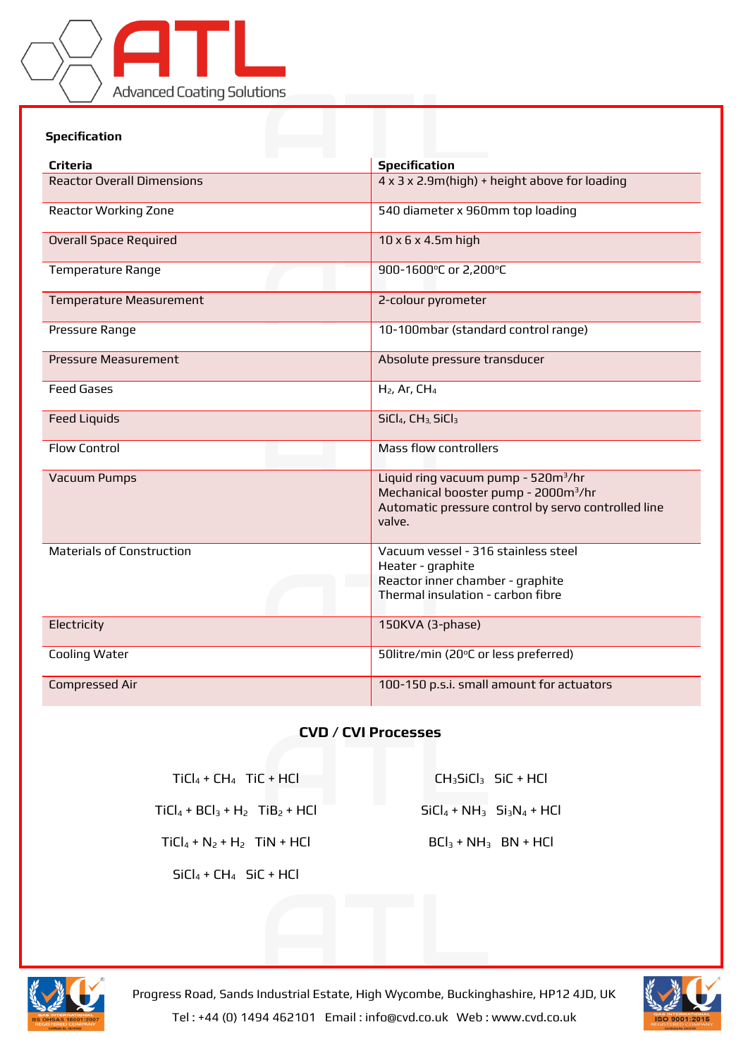## Specification

| Criteria | Specification |
|---|---|
| Reactor Overall Dimensions | 4 x 3 x 2.9m(high) + height above for loading |
| Reactor Working Zone | 540 diameter x 960mm top loading |
| Overall Space Required | 10 x 6 x 4.5m high |
| Temperature Range | 900-1600ºC or 2,200ºC |
| Temperature Measurement | 2-colour pyrometer |
| Pressure Range | 10-100mbar (standard control range) |
| Pressure Measurement | Absolute pressure transducer |
| Feed Gases | $H_2$, Ar, $CH_4$ |
| Feed Liquids | $SiCl_4$, $CH_3$, $SiCl_3$ |
| Flow Control | Mass flow controllers |
| Vacuum Pumps | Liquid ring vacuum pump - 520$m^3$/hr<br>Mechanical booster pump - 2000$m^3$/hr<br>Automatic pressure control by servo controlled line valve. |
| Materials of Construction | Vacuum vessel - 316 stainless steel<br>Heater - graphite<br>Reactor inner chamber - graphite<br>Thermal insulation - carbon fibre |
| Electricity | 150KVA (3-phase) |
| Cooling Water | 50litre/min (20ºC or less preferred) |
| Compressed Air | 100-150 p.s.i. small amount for actuators |

## CVD / CVI Processes

$TiCl_4 + CH_4 \quad TiC + HCl$

$TiCl_4 + BCl_3 + H_2 \quad TiB_2 + HCl$

$TiCl_4 + N_2 + H_2 \quad TiN + HCl$

$SiCl_4 + CH_4 \quad SiC + HCl$

$CH_3SiCl_3 \quad SiC + HCl$

$SiCl_4 + NH_3 \quad Si_3N_4 + HCl$

$BCl_3 + NH_3 \quad BN + HCl$